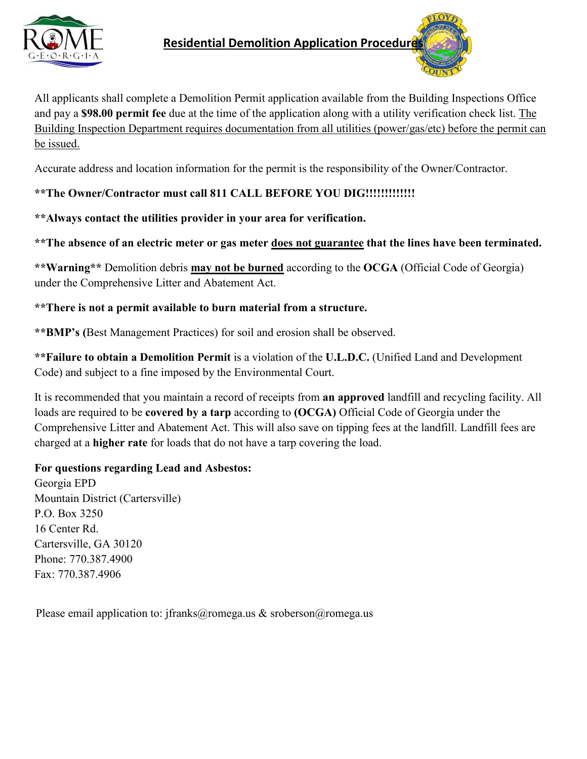# Residential Demolition Application Procedures

All applicants shall complete a Demolition Permit application available from the Building Inspections Office and pay a **$98.00 permit fee** due at the time of the application along with a utility verification check list. The Building Inspection Department requires documentation from all utilities (power/gas/etc) before the permit can be issued.

Accurate address and location information for the permit is the responsibility of the Owner/Contractor.

****The Owner/Contractor must call 811 CALL BEFORE YOU DIG!!!!!!!!!!!!!**

****Always contact the utilities provider in your area for verification.**

****The absence of an electric meter or gas meter does not guarantee that the lines have been terminated.**

****Warning**** Demolition debris **may not be burned** according to the **OCGA** (Official Code of Georgia) under the Comprehensive Litter and Abatement Act.

****There is not a permit available to burn material from a structure.**

****BMP's (**Best Management Practices) for soil and erosion shall be observed.

****Failure to obtain a Demolition Permit** is a violation of the **U.L.D.C.** (Unified Land and Development Code) and subject to a fine imposed by the Environmental Court.

It is recommended that you maintain a record of receipts from **an approved** landfill and recycling facility. All loads are required to be **covered by a tarp** according to **(OCGA)** Official Code of Georgia under the Comprehensive Litter and Abatement Act. This will also save on tipping fees at the landfill. Landfill fees are charged at a **higher rate** for loads that do not have a tarp covering the load.

**For questions regarding Lead and Asbestos:**
Georgia EPD
Mountain District (Cartersville)
P.O. Box 3250
16 Center Rd.
Cartersville, GA 30120
Phone: 770.387.4900
Fax: 770.387.4906

Please email application to: jfranks@romega.us & sroberson@romega.us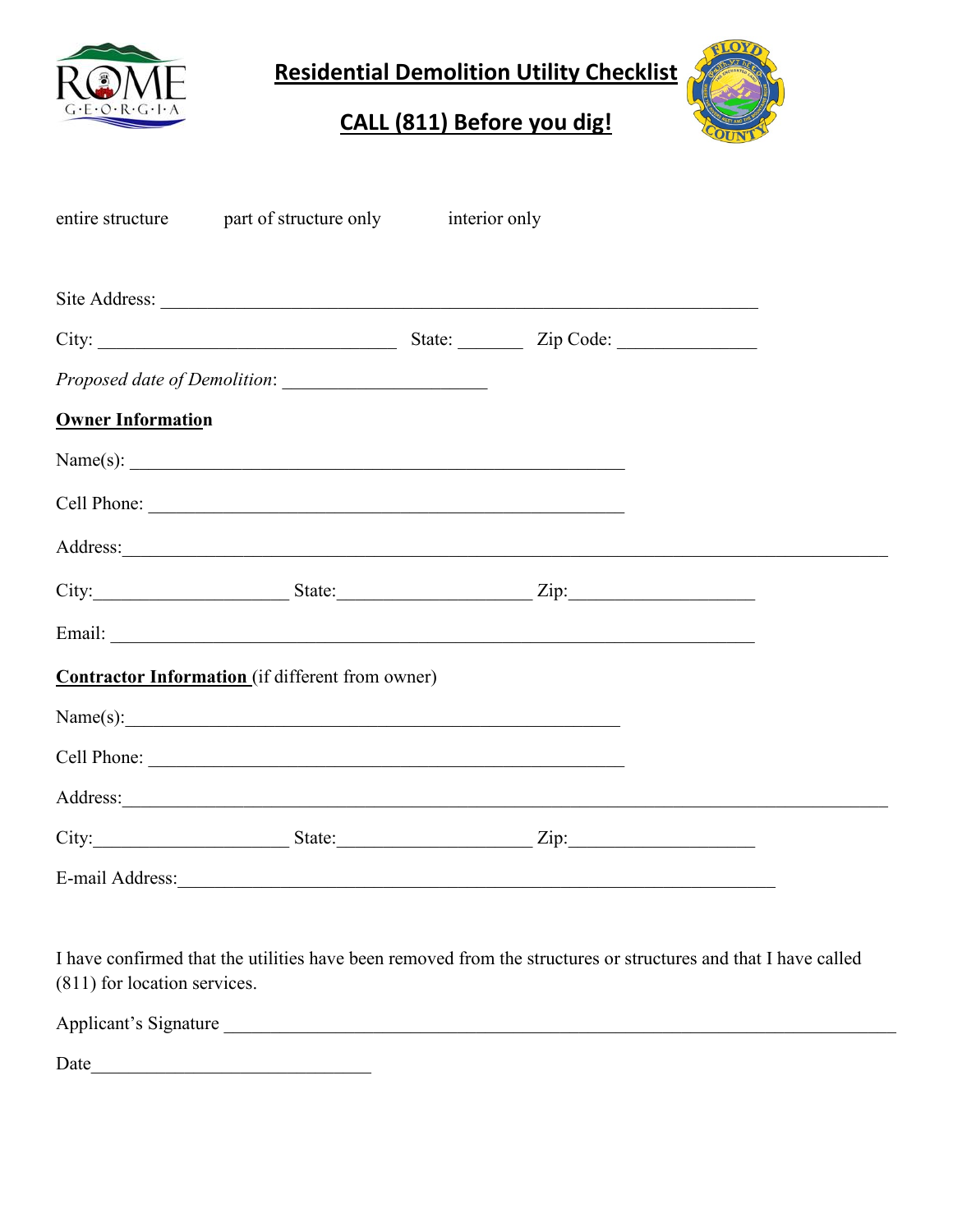# Residential Demolition Utility Checklist

## CALL (811) Before you dig!

entire structure      part of structure only      interior only

Site Address: ___________________________________________

City: ____________________ State: _______ Zip Code: _______________

*Proposed date of Demolition*: ______________________

**Owner Information**

Name(s): ___________________________________________

Cell Phone: ___________________________________________

Address: ___________________________________________

City: ____________________ State: ____________________ Zip: ____________________

Email: ___________________________________________

**Contractor Information** (if different from owner)

Name(s): ___________________________________________

Cell Phone: ___________________________________________

Address: ___________________________________________

City: ____________________ State: ____________________ Zip: ____________________

E-mail Address: ___________________________________________

I have confirmed that the utilities have been removed from the structures or structures and that I have called (811) for location services.

Applicant's Signature ___________________________________________

Date ______________________________